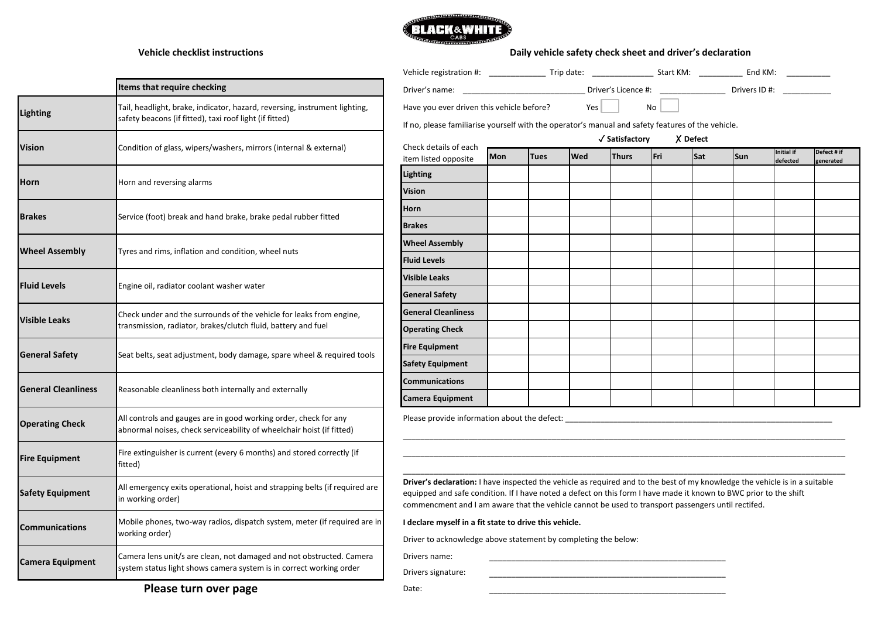## Vehicle checklist instructions

| | Items that require checking |
|---|---|
| **Lighting** | Tail, headlight, brake, indicator, hazard, reversing, instrument lighting, safety beacons (if fitted), taxi roof light (if fitted) |
| **Vision** | Condition of glass, wipers/washers, mirrors (internal & external) |
| **Horn** | Horn and reversing alarms |
| **Brakes** | Service (foot) break and hand brake, brake pedal rubber fitted |
| **Wheel Assembly** | Tyres and rims, inflation and condition, wheel nuts |
| **Fluid Levels** | Engine oil, radiator coolant washer water |
| **Visible Leaks** | Check under and the surrounds of the vehicle for leaks from engine, transmission, radiator, brakes/clutch fluid, battery and fuel |
| **General Safety** | Seat belts, seat adjustment, body damage, spare wheel & required tools |
| **General Cleanliness** | Reasonable cleanliness both internally and externally |
| **Operating Check** | All controls and gauges are in good working order, check for any abnormal noises, check serviceability of wheelchair hoist (if fitted) |
| **Fire Equipment** | Fire extinguisher is current (every 6 months) and stored correctly (if fitted) |
| **Safety Equipment** | All emergency exits operational, hoist and strapping belts (if required are in working order) |
| **Communications** | Mobile phones, two-way radios, dispatch system, meter (if required are in working order) |
| **Camera Equipment** | Camera lens unit/s are clean, not damaged and not obstructed. Camera system status light shows camera system is in correct working order |

**Please turn over page**

BLACK & WHITE CABS

## Daily vehicle safety check sheet and driver's declaration

Vehicle registration #: ____________ Trip date: _____________ Start KM: _________ End KM: _________

Driver's name: ___________________________ Driver's Licence #: ______________ Drivers ID #: __________

Have you ever driven this vehicle before? Yes ☐ No ☐

If no, please familiarise yourself with the operator's manual and safety features of the vehicle.

✓ Satisfactory ✗ Defect

| Check details of each item listed opposite | Mon | Tues | Wed | Thurs | Fri | Sat | Sun | Initial if defected | Defect # if generated |
|---|---|---|---|---|---|---|---|---|---|
| **Lighting** | | | | | | | | | |
| **Vision** | | | | | | | | | |
| **Horn** | | | | | | | | | |
| **Brakes** | | | | | | | | | |
| **Wheel Assembly** | | | | | | | | | |
| **Fluid Levels** | | | | | | | | | |
| **Visible Leaks** | | | | | | | | | |
| **General Safety** | | | | | | | | | |
| **General Cleanliness** | | | | | | | | | |
| **Operating Check** | | | | | | | | | |
| **Fire Equipment** | | | | | | | | | |
| **Safety Equipment** | | | | | | | | | |
| **Communications** | | | | | | | | | |
| **Camera Equipment** | | | | | | | | | |

Please provide information about the defect: ____________________________________________________________

____________________________________________________________________________________________________

____________________________________________________________________________________________________

____________________________________________________________________________________________________

**Driver's declaration:** I have inspected the vehicle as required and to the best of my knowledge the vehicle is in a suitable equipped and safe condition. If I have noted a defect on this form I have made it known to BWC prior to the shift commencment and I am aware that the vehicle cannot be used to transport passengers until rectifed.

**I declare myself in a fit state to drive this vehicle.**

Driver to acknowledge above statement by completing the below:

Drivers name: ______________________________________________________

Drivers signature: ______________________________________________________

Date: ______________________________________________________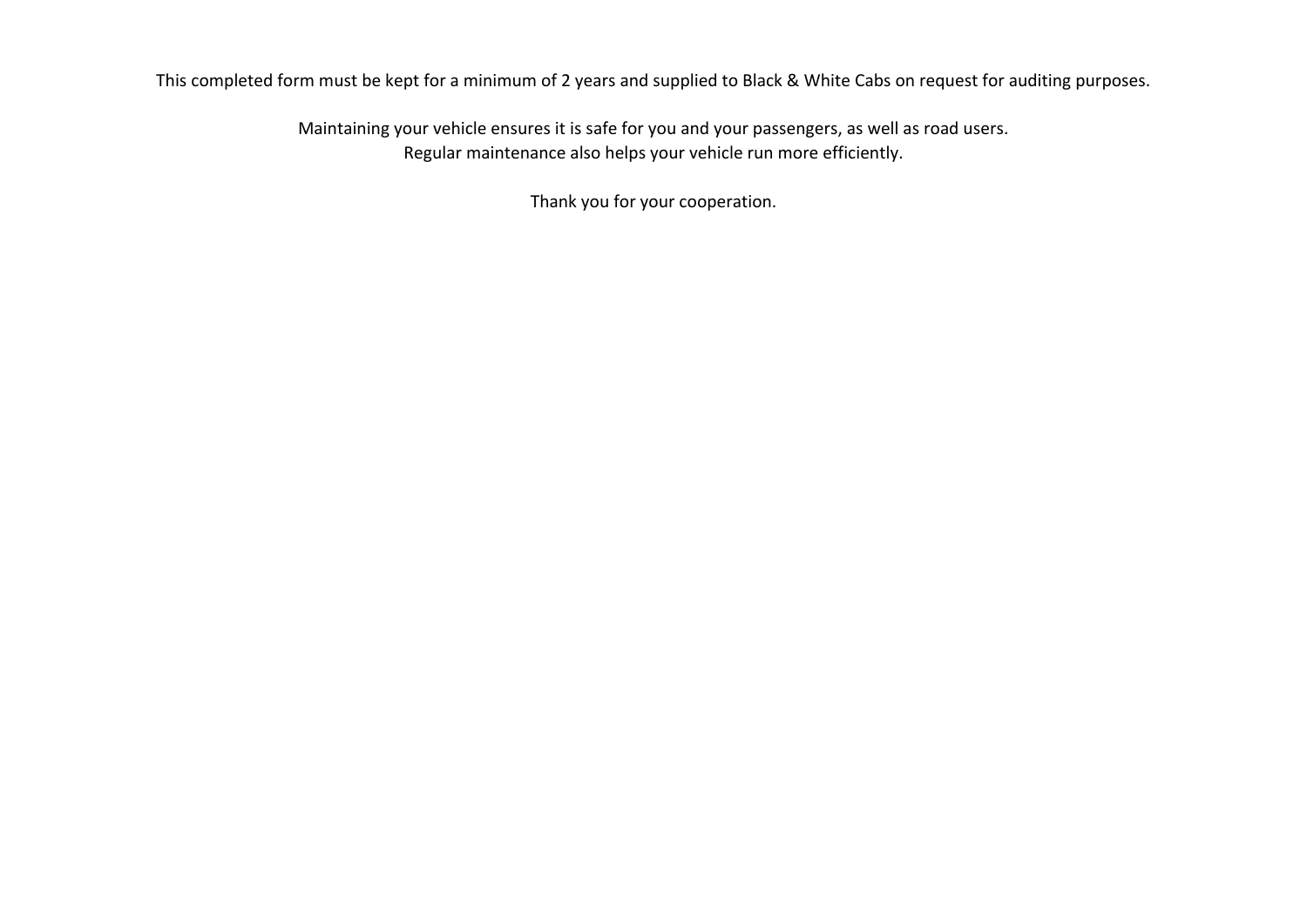This completed form must be kept for a minimum of 2 years and supplied to Black & White Cabs on request for auditing purposes.

Maintaining your vehicle ensures it is safe for you and your passengers, as well as road users.
Regular maintenance also helps your vehicle run more efficiently.

Thank you for your cooperation.